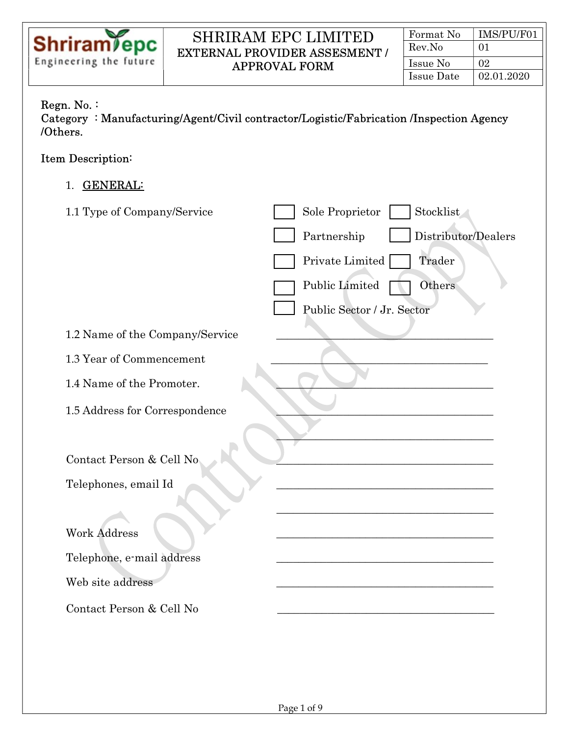| Shriram epc Engineering the future | SHRIRAM EPC LIMITED EXTERNAL PROVIDER ASSESMENT / APPROVAL FORM | Format No | IMS/PU/F01 |
|---|---|---|---|
| | | Rev.No | 01 |
| | | Issue No | 02 |
| | | Issue Date | 02.01.2020 |

**Regn. No. :**
**Category : Manufacturing/Agent/Civil contractor/Logistic/Fabrication /Inspection Agency /Others.**

**Item Description:**

1. **GENERAL:**

1.1 Type of Company/Service

☐ Sole Proprietor ☐ Stocklist
☐ Partnership ☐ Distributor/Dealers
☐ Private Limited ☐ Trader
☐ Public Limited ☐ Others
☐ Public Sector / Jr. Sector

1.2 Name of the Company/Service ______________________________________

1.3 Year of Commencement ______________________________________

1.4 Name of the Promoter. ______________________________________

1.5 Address for Correspondence ______________________________________

______________________________________

Contact Person & Cell No ______________________________________

Telephones, email Id ______________________________________

______________________________________

Work Address ______________________________________

Telephone, e-mail address ______________________________________

Web site address ______________________________________

Contact Person & Cell No ______________________________________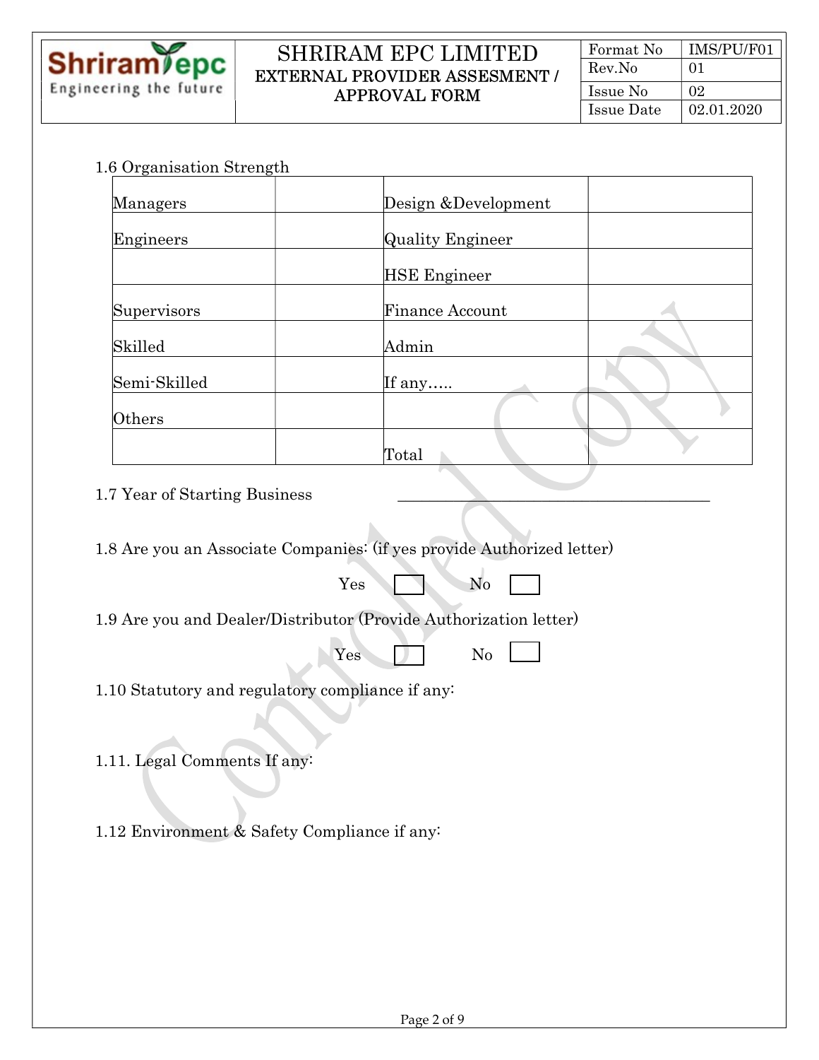1.6 Organisation Strength

| | | | |
|---|---|---|---|
| Managers | | Design &Development | |
| Engineers | | Quality Engineer | |
| | | HSE Engineer | |
| Supervisors | | Finance Account | |
| Skilled | | Admin | |
| Semi-Skilled | | If any….. | |
| Others | | | |
| | | Total | |

1.7 Year of Starting Business ________________________________________

1.8 Are you an Associate Companies: (if yes provide Authorized letter)

Yes ☐ No ☐

1.9 Are you and Dealer/Distributor (Provide Authorization letter)

Yes ☐ No ☐

1.10 Statutory and regulatory compliance if any:

1.11. Legal Comments If any:

1.12 Environment & Safety Compliance if any: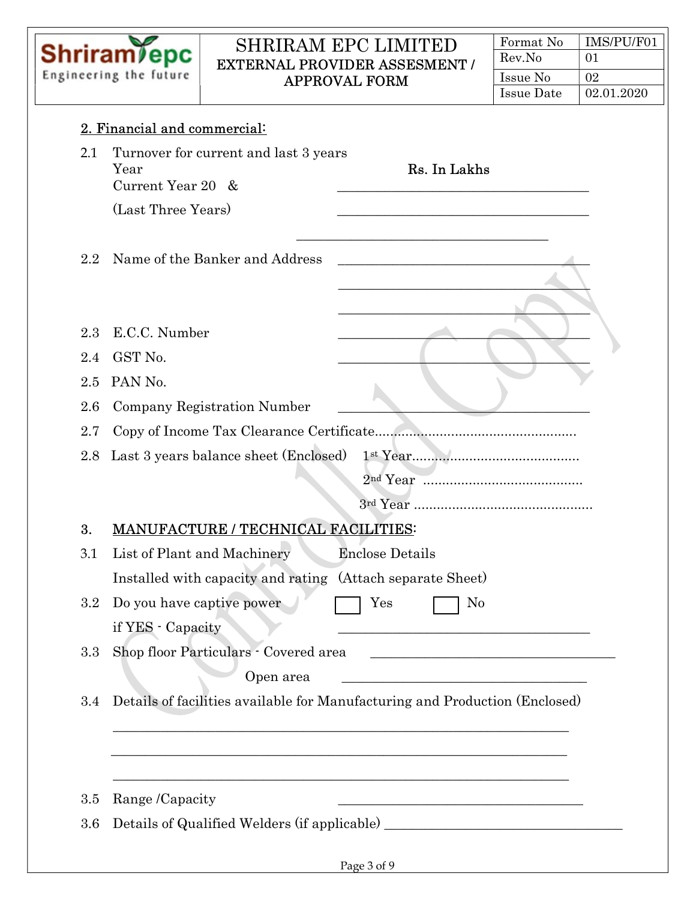## 2. Financial and commercial:

2.1 Turnover for current and last 3 years

| Year | Rs. In Lakhs |
|---|---|
| Current Year 20 & | ____________________ |
| (Last Three Years) | ____________________ |
| | ____________________ |

2.2 Name of the Banker and Address ____________________

____________________

____________________

2.3 E.C.C. Number ____________________

2.4 GST No. ____________________

2.5 PAN No.

2.6 Company Registration Number ____________________

2.7 Copy of Income Tax Clearance Certificate....................................................

2.8 Last 3 years balance sheet (Enclosed) 1st Year...........................................

2nd Year .........................................

3rd Year ..............................................

## 3. MANUFACTURE / TECHNICAL FACILITIES:

3.1 List of Plant and Machinery Installed with capacity and rating — Enclose Details (Attach separate Sheet)

3.2 Do you have captive power ☐ Yes ☐ No

if YES - Capacity ____________________

3.3 Shop floor Particulars - Covered area ____________________

Open area ____________________

3.4 Details of facilities available for Manufacturing and Production (Enclosed)

____________________________________________

____________________________________________

____________________________________________

3.5 Range /Capacity ____________________

3.6 Details of Qualified Welders (if applicable) ____________________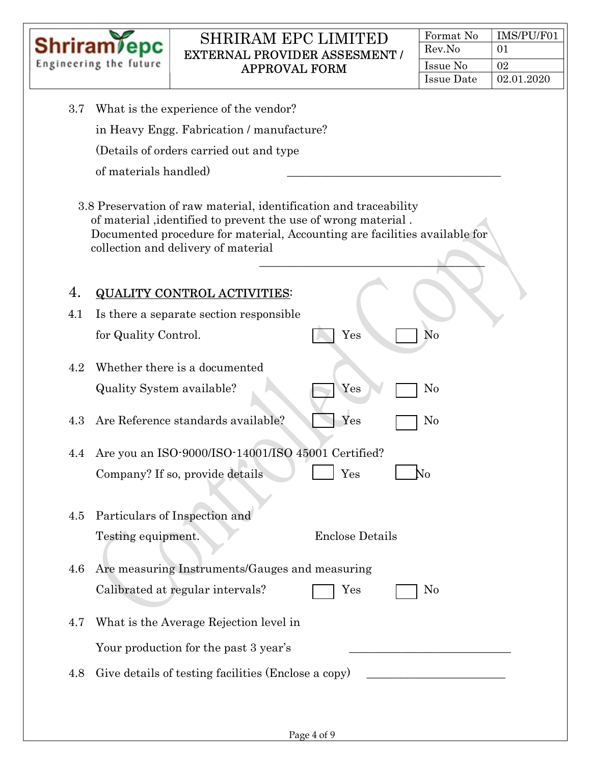3.7 What is the experience of the vendor? in Heavy Engg. Fabrication / manufacture? (Details of orders carried out and type of materials handled) ____________________________________

3.8 Preservation of raw material, identification and traceability of material ,identified to prevent the use of wrong material . Documented procedure for material, Accounting are facilities available for collection and delivery of material

____________________________________

## 4. QUALITY CONTROL ACTIVITIES:

4.1 Is there a separate section responsible for Quality Control. ☐ Yes ☐ No

4.2 Whether there is a documented Quality System available? ☐ Yes ☐ No

4.3 Are Reference standards available? ☐ Yes ☐ No

4.4 Are you an ISO-9000/ISO-14001/ISO 45001 Certified? Company? If so, provide details ☐ Yes ☐ No

4.5 Particulars of Inspection and Testing equipment. Enclose Details

4.6 Are measuring Instruments/Gauges and measuring Calibrated at regular intervals? ☐ Yes ☐ No

4.7 What is the Average Rejection level in Your production for the past 3 year's ____________________________

4.8 Give details of testing facilities (Enclose a copy) ________________________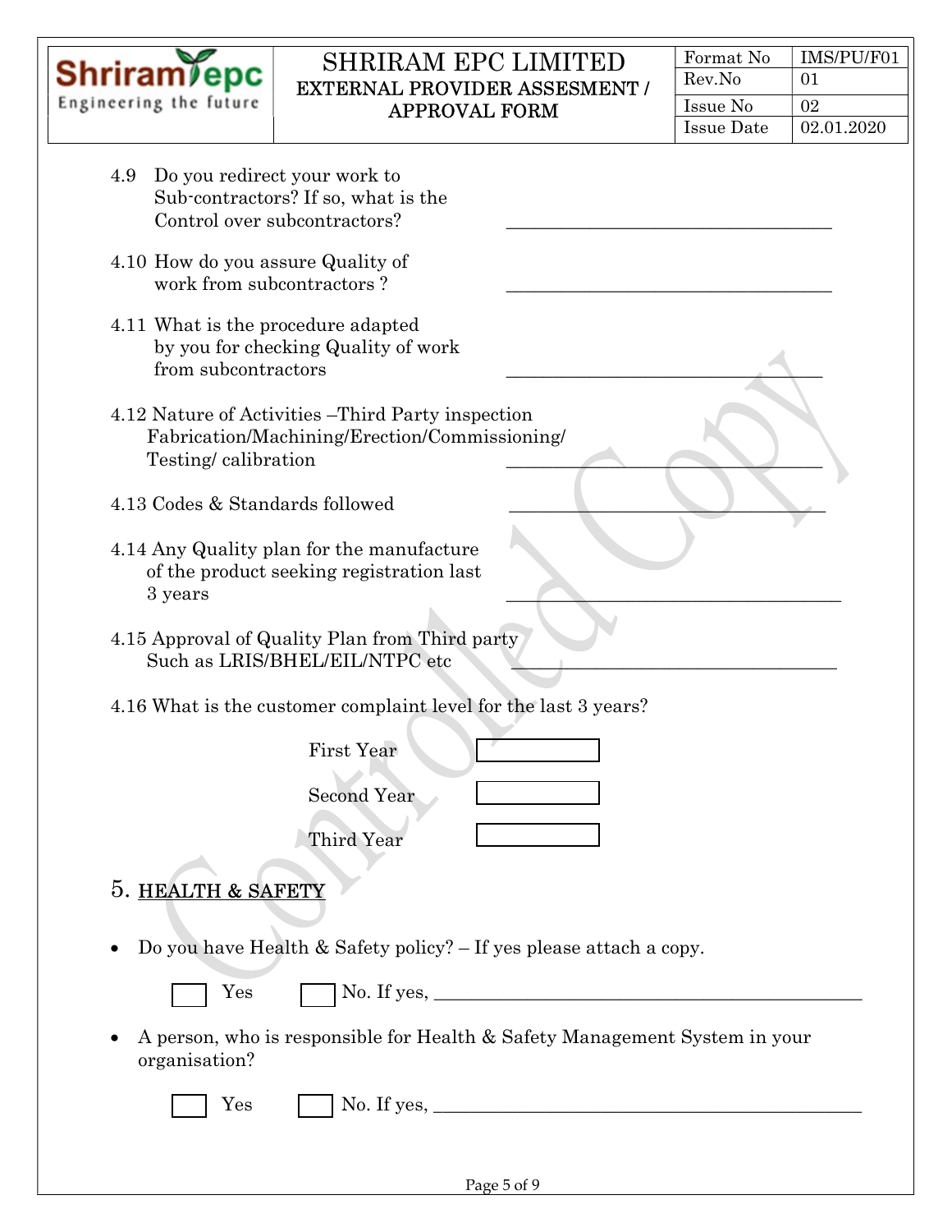4.9 Do you redirect your work to Sub-contractors? If so, what is the Control over subcontractors? ___________________________________

4.10 How do you assure Quality of work from subcontractors ? ___________________________________

4.11 What is the procedure adapted by you for checking Quality of work from subcontractors ___________________________________

4.12 Nature of Activities –Third Party inspection Fabrication/Machining/Erection/Commissioning/ Testing/ calibration ___________________________________

4.13 Codes & Standards followed ___________________________________

4.14 Any Quality plan for the manufacture of the product seeking registration last 3 years ___________________________________

4.15 Approval of Quality Plan from Third party Such as LRIS/BHEL/EIL/NTPC etc ___________________________________

4.16 What is the customer complaint level for the last 3 years?

| | |
|---|---|
| First Year | |
| Second Year | |
| Third Year | |

## 5. HEALTH & SAFETY

- Do you have Health & Safety policy? – If yes please attach a copy.

  ☐ Yes ☐ No. If yes, ___________________________________

- A person, who is responsible for Health & Safety Management System in your organisation?

  ☐ Yes ☐ No. If yes, ___________________________________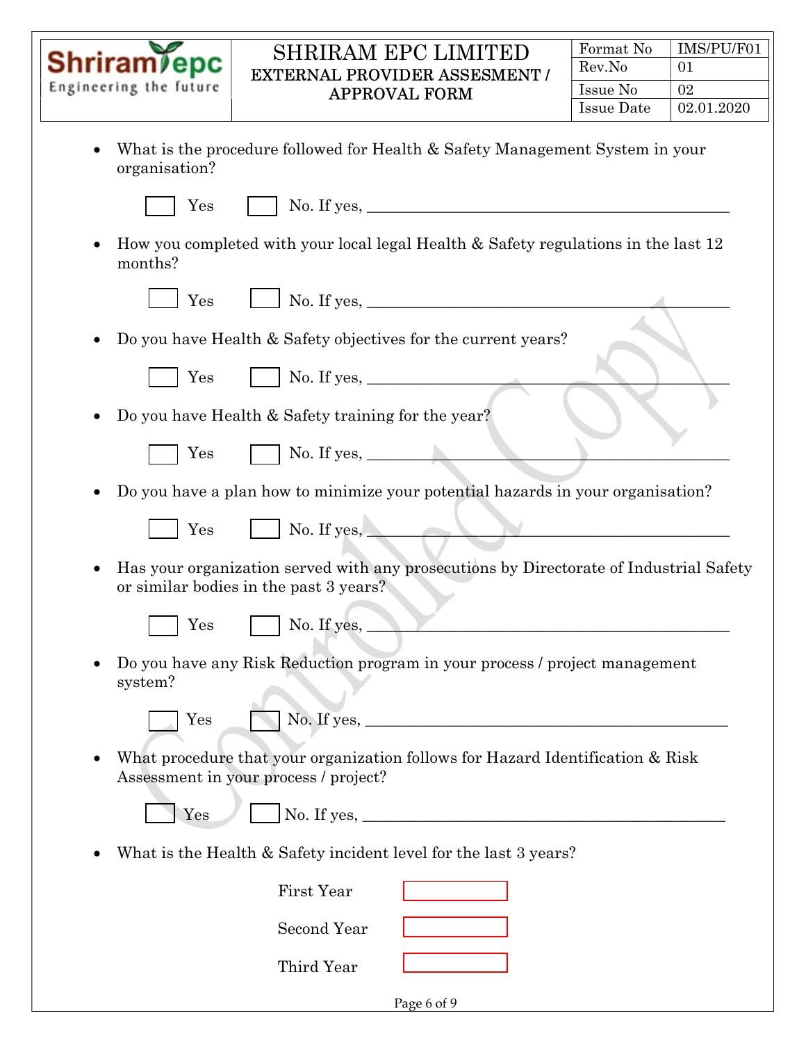- What is the procedure followed for Health & Safety Management System in your organisation?

  ☐ Yes ☐ No. If yes, ____________________________________________

- How you completed with your local legal Health & Safety regulations in the last 12 months?

  ☐ Yes ☐ No. If yes, ____________________________________________

- Do you have Health & Safety objectives for the current years?

  ☐ Yes ☐ No. If yes, ____________________________________________

- Do you have Health & Safety training for the year?

  ☐ Yes ☐ No. If yes, ____________________________________________

- Do you have a plan how to minimize your potential hazards in your organisation?

  ☐ Yes ☐ No. If yes, ____________________________________________

- Has your organization served with any prosecutions by Directorate of Industrial Safety or similar bodies in the past 3 years?

  ☐ Yes ☐ No. If yes, ____________________________________________

- Do you have any Risk Reduction program in your process / project management system?

  ☐ Yes ☐ No. If yes, ____________________________________________

- What procedure that your organization follows for Hazard Identification & Risk Assessment in your process / project?

  ☐ Yes ☐ No. If yes, ____________________________________________

- What is the Health & Safety incident level for the last 3 years?

  First Year ☐

  Second Year ☐

  Third Year ☐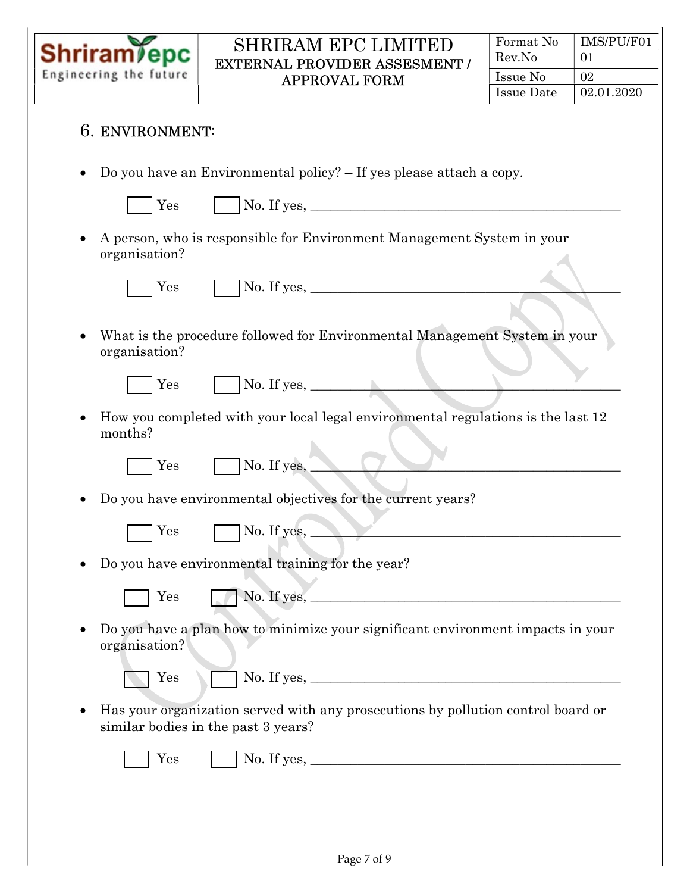## 6. ENVIRONMENT:

- Do you have an Environmental policy? – If yes please attach a copy.

  ☐ Yes ☐ No. If yes, ____________________________________________

- A person, who is responsible for Environment Management System in your organisation?

  ☐ Yes ☐ No. If yes, ____________________________________________

- What is the procedure followed for Environmental Management System in your organisation?

  ☐ Yes ☐ No. If yes, ____________________________________________

- How you completed with your local legal environmental regulations is the last 12 months?

  ☐ Yes ☐ No. If yes, ____________________________________________

- Do you have environmental objectives for the current years?

  ☐ Yes ☐ No. If yes, ____________________________________________

- Do you have environmental training for the year?

  ☐ Yes ☐ No. If yes, ____________________________________________

- Do you have a plan how to minimize your significant environment impacts in your organisation?

  ☐ Yes ☐ No. If yes, ____________________________________________

- Has your organization served with any prosecutions by pollution control board or similar bodies in the past 3 years?

  ☐ Yes ☐ No. If yes, ____________________________________________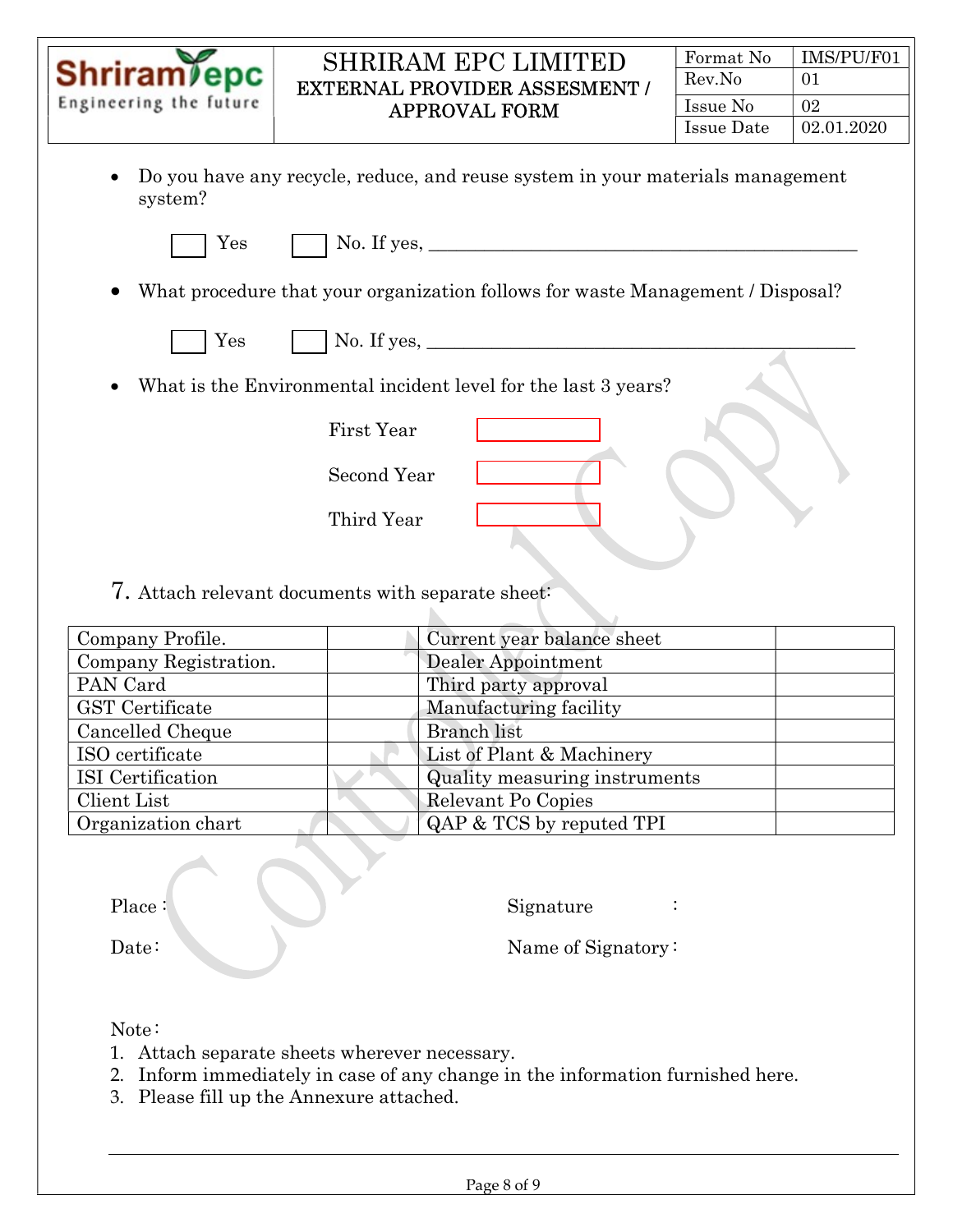- Do you have any recycle, reduce, and reuse system in your materials management system?

  ☐ Yes ☐ No. If yes, ____________________________________________

- What procedure that your organization follows for waste Management / Disposal?

  ☐ Yes ☐ No. If yes, ____________________________________________

- What is the Environmental incident level for the last 3 years?

  First Year ☐

  Second Year ☐

  Third Year ☐

7. Attach relevant documents with separate sheet:

| Company Profile. | | Current year balance sheet | |
|---|---|---|---|
| Company Registration. | | Dealer Appointment | |
| PAN Card | | Third party approval | |
| GST Certificate | | Manufacturing facility | |
| Cancelled Cheque | | Branch list | |
| ISO certificate | | List of Plant & Machinery | |
| ISI Certification | | Quality measuring instruments | |
| Client List | | Relevant Po Copies | |
| Organization chart | | QAP & TCS by reputed TPI | |

Place : Signature :

Date : Name of Signatory :

Note :

1. Attach separate sheets wherever necessary.
2. Inform immediately in case of any change in the information furnished here.
3. Please fill up the Annexure attached.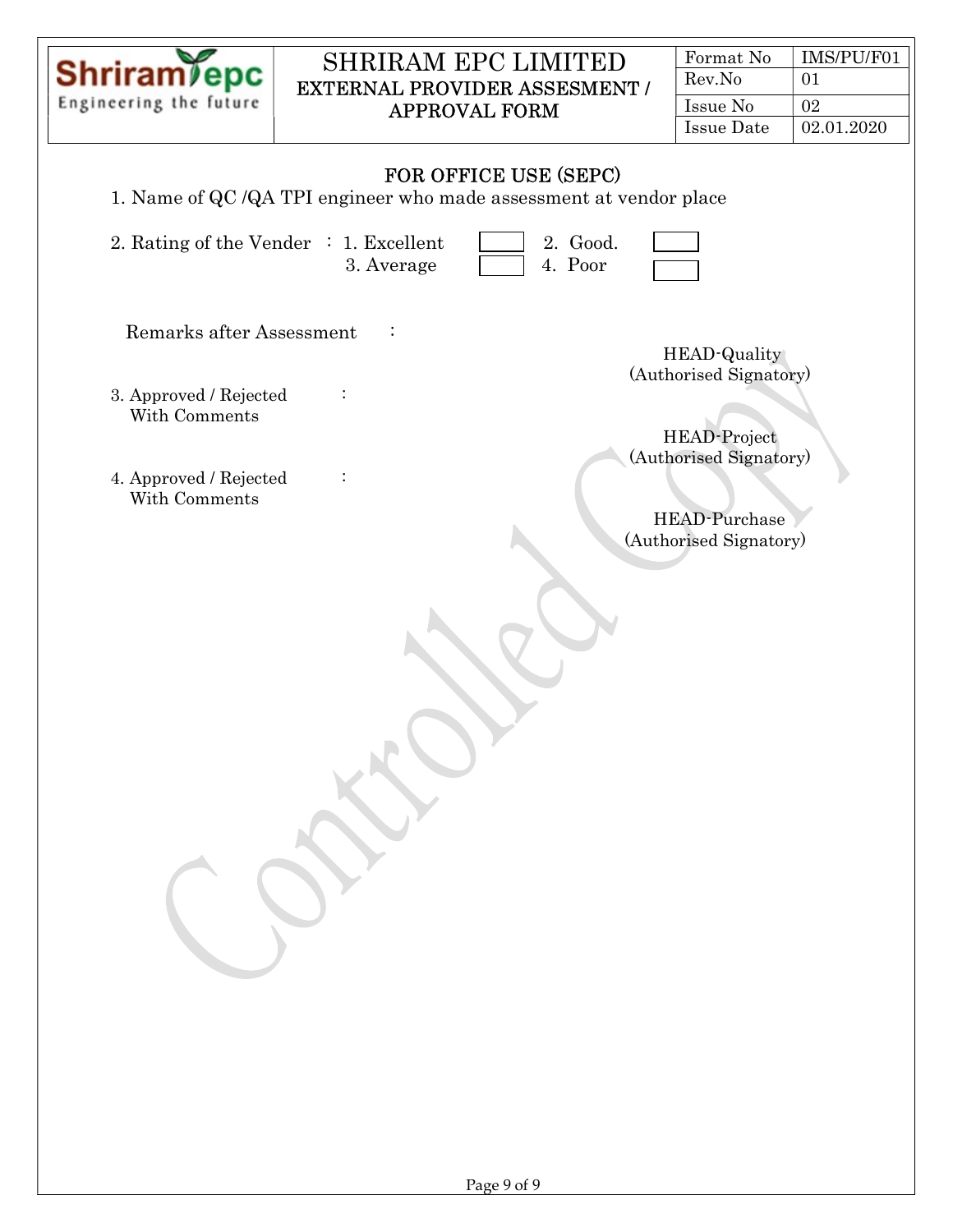| | | | |
|---|---|---|---|
| Shriram epc<br>Engineering the future | SHRIRAM EPC LIMITED<br>EXTERNAL PROVIDER ASSESMENT / APPROVAL FORM | Format No | IMS/PU/F01 |
| | | Rev.No | 01 |
| | | Issue No | 02 |
| | | Issue Date | 02.01.2020 |

## FOR OFFICE USE (SEPC)

1. Name of QC /QA TPI engineer who made assessment at vendor place

2. Rating of the Vender : 1. Excellent ☐ 2. Good. ☐
3. Average ☐ 4. Poor ☐

Remarks after Assessment :

HEAD-Quality
(Authorised Signatory)

3. Approved / Rejected With Comments :

HEAD-Project
(Authorised Signatory)

4. Approved / Rejected With Comments :

HEAD-Purchase
(Authorised Signatory)

Controlled Copy